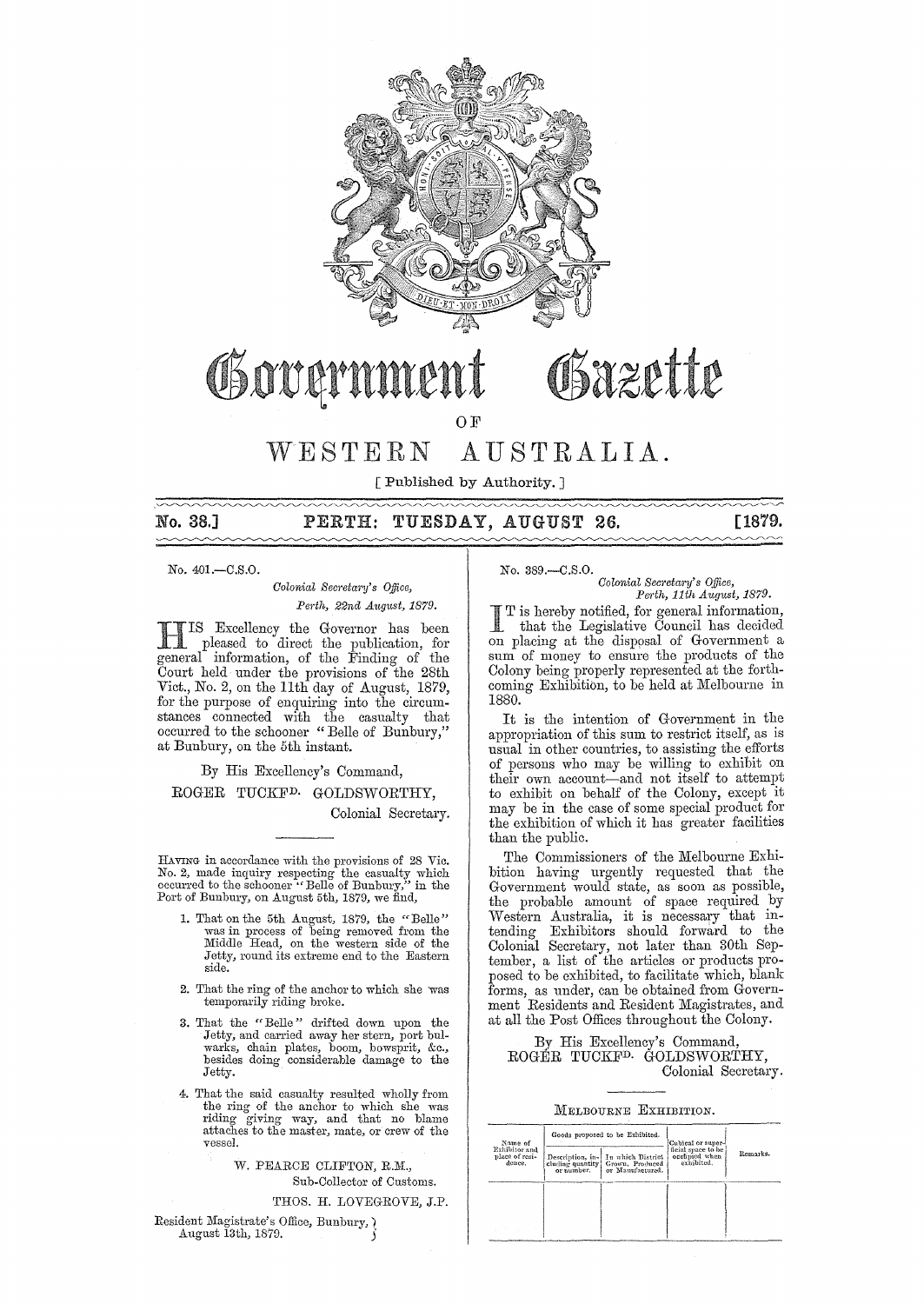# Government Gazette

## OF

# WESTERN AUSTRALIA.

[ Published by Authority. ]

**No. 38.] PERTH: TUESDAY, AUGUST 26. [1879.**

No. 401.—C.S.O.

*Colonial Secretary's Office,*
*Perth, 22nd August, 1879.*

HIS Excellency the Governor has been pleased to direct the publication, for general information, of the Finding of the Court held under the provisions of the 28th Vict., No. 2, on the 11th day of August, 1879, for the purpose of enquiring into the circumstances connected with the casualty that occurred to the schooner "Belle of Bunbury," at Bunbury, on the 5th instant.

By His Excellency's Command,

ROGER TUCKFD. GOLDSWORTHY,
Colonial Secretary.

---

HAVING in accordance with the provisions of 28 Vic. No. 2, made inquiry respecting the casualty which occurred to the schooner "Belle of Bunbury," in the Port of Bunbury, on August 5th, 1879, we find,

1. That on the 5th August, 1879, the "Belle" was in process of being removed from the Middle Head, on the western side of the Jetty, round its extreme end to the Eastern side.
2. That the ring of the anchor to which she was temporarily riding broke.
3. That the "Belle" drifted down upon the Jetty, and carried away her stern, port bulwarks, chain plates, boom, bowsprit, &c., besides doing considerable damage to the Jetty.
4. That the said casualty resulted wholly from the ring of the anchor to which she was riding giving way, and that no blame attaches to the master, mate, or crew of the vessel.

W. PEARCE CLIFTON, R.M.,
Sub-Collector of Customs.

THOS. H. LOVEGROVE, J.P.

Resident Magistrate's Office, Bunbury,
August 13th, 1879.

---

No. 389.—C.S.O.

*Colonial Secretary's Office,*
*Perth, 11th August, 1879.*

IT is hereby notified, for general information, that the Legislative Council has decided on placing at the disposal of Government a sum of money to ensure the products of the Colony being properly represented at the forthcoming Exhibition, to be held at Melbourne in 1880.

It is the intention of Government in the appropriation of this sum to restrict itself, as is usual in other countries, to assisting the efforts of persons who may be willing to exhibit on their own account—and not itself to attempt to exhibit on behalf of the Colony, except it may be in the case of some special product for the exhibition of which it has greater facilities than the public.

The Commissioners of the Melbourne Exhibition having urgently requested that the Government would state, as soon as possible, the probable amount of space required by Western Australia, it is necessary that intending Exhibitors should forward to the Colonial Secretary, not later than 30th September, a list of the articles or products proposed to be exhibited, to facilitate which, blank forms, as under, can be obtained from Government Residents and Resident Magistrates, and at all the Post Offices throughout the Colony.

By His Excellency's Command,
ROGER TUCKFD. GOLDSWORTHY,
Colonial Secretary.

---

MELBOURNE EXHIBITION.

| Name of Exhibitor and place of residence. | Goods proposed to be Exhibited. | | Cubical or superficial space to be occupied when exhibited. | Remarks. |
|---|---|---|---|---|
| | Description, including quantity or number. | In which District Grown, Produced or Manufactured. | | |
| | | | | |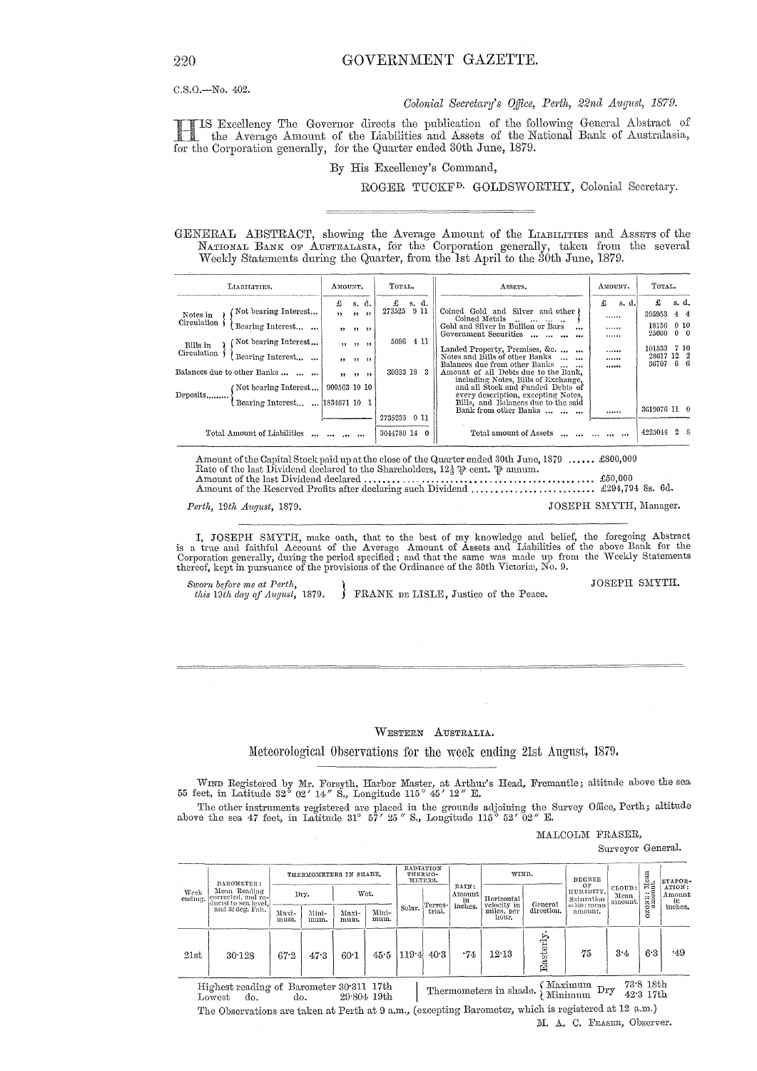C.S.O.—No. 402.

*Colonial Secretary's Office, Perth, 22nd August, 1879.*

HIS Excellency The Governor directs the publication of the following General Abstract of the Average Amount of the Liabilities and Assets of the National Bank of Australasia, for the Corporation generally, for the Quarter ended 30th June, 1879.

By His Excellency's Command,

ROGER TUCKF^D. GOLDSWORTHY, Colonial Secretary.

GENERAL ABSTRACT, showing the Average Amount of the LIABILITIES and ASSETS of the NATIONAL BANK OF AUSTRALASIA, for the Corporation generally, taken from the several Weekly Statements during the Quarter, from the 1st April to the 30th June, 1879.

| LIABILITIES. | AMOUNT. | TOTAL. | ASSETS. | AMOUNT. | TOTAL. |
|---|---|---|---|---|---|
| | £ s. d. | £ s. d. | | £ s. d. | £ s. d. |
| Notes in Circulation — Not bearing Interest... | " " " | 273525 9 11 | Coined Gold and Silver and other Coined Metals | ...... | 305953 4 4 |
| Notes in Circulation — Bearing Interest... | " " " | | Gold and Silver in Bullion or Bars ... | ...... | 18156 0 10 |
| | | | Government Securities ... ... ... ... | ...... | 25000 0 0 |
| Bills in Circulation — Not bearing Interest... | " " " | 5086 4 11 | Landed Property, Premises, &c. ... ... | ...... | 101533 7 10 |
| Bills in Circulation — Bearing Interest... ... | " " " | | Notes and Bills of other Banks ... ... | ...... | 28617 12 2 |
| Balances due to other Banks ... ... ... | " " " | 30933 18 3 | Balances due from other Banks ... ... | ...... | 36707 6 6 |
| Deposits......... — Not bearing Interest... | 900563 10 10 | | Amount of all Debts due to the Bank, including Notes, Bills of Exchange, and all Stock and Funded Debts of every description, excepting Notes, Bills, and Balances due to the said Bank from other Banks ... ... ... | ...... | 3619076 11 0 |
| Deposits......... — Bearing Interest... ... | 1834671 10 1 | 2735235 0 11 | | | |
| Total Amount of Liabilities ... ... ... ... | | 3044780 14 0 | Total amount of Assets ... ... ... ... ... | | 4225044 2 8 |

Amount of the Capital Stock paid up at the close of the Quarter ended 30th June, 1879 ...... £800,000
Rate of the last Dividend declared to the Shareholders, 12½ ℔ cent. ℔ annum.
Amount of the last Dividend declared ........................................................ £50,000
Amount of the Reserved Profits after declaring such Dividend .......................... £294,794 8s. 6d.

*Perth, 19th August, 1879.* JOSEPH SMYTH, Manager.

I, JOSEPH SMYTH, make oath, that to the best of my knowledge and belief, the foregoing Abstract is a true and faithful Account of the Average Amount of Assets and Liabilities of the above Bank for the Corporation generally, during the period specified; and that the same was made up from the Weekly Statements thereof, kept in pursuance of the provisions of the Ordinance of the 30th Victoriæ, No. 9.

*Sworn before me at Perth, this 19th day of August, 1879.* } FRANK DE LISLE, Justice of the Peace.

JOSEPH SMYTH.

---

## WESTERN AUSTRALIA.

## Meteorological Observations for the week ending 21st August, 1879.

WIND Registered by Mr. Forsyth, Harbor Master, at Arthur's Head, Fremantle; altitude above the sea 55 feet, in Latitude 32° 02′ 14″ S., Longitude 115° 45′ 12″ E.

The other instruments registered are placed in the grounds adjoining the Survey Office, Perth; altitude above the sea 47 feet, in Latitude 31° 57′ 25″ S., Longitude 115° 52′ 02″ E.

MALCOLM FRASER,
Surveyor General.

| Week ending. | BAROMETER: Mean Reading corrected, and reduced to sea level, and 32 deg. Fah. | THERMOMETERS IN SHADE. Dry. Maximum. | Dry. Minimum. | Wet. Maximum. | Wet. Minimum. | RADIATION THERMOMETERS. Solar. | Terrestrial. | RAIN: Amount in inches. | WIND. Horizontal velocity in miles, per hour. | General direction. | DEGREE OF HUMIDITY, Saturation =100: mean amount. | CLOUD: Mean amount. | OZONE: Mean amount. | EVAPORATION: Amount in inches. |
|---|---|---|---|---|---|---|---|---|---|---|---|---|---|---|
| 21st | 30·128 | 67·2 | 47·3 | 60·1 | 45·5 | 119·4 | 40·3 | ·74 | 12·13 | Easterly. | 75 | 3·4 | 6·3 | ·49 |

Highest reading of Barometer 30·311 17th
Lowest do. do. 29·804 19th

Thermometers in shade. Maximum Dry 73·8 18th; Minimum Dry 42·3 17th

The Observations are taken at Perth at 9 a.m., (excepting Barometer, which is registered at 12 a.m.)

M. A. C. FRASER, Observer.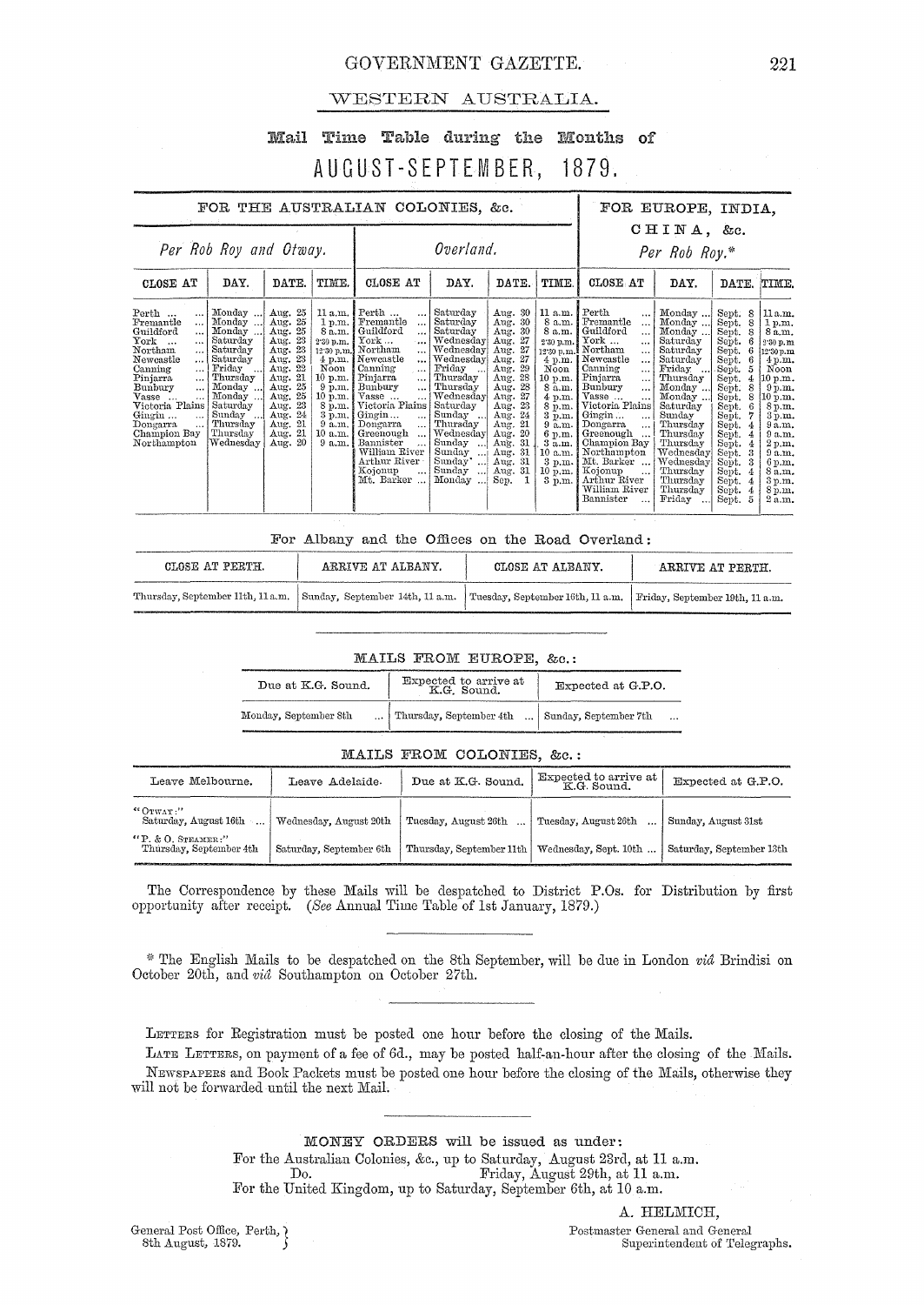# WESTERN AUSTRALIA.

## Mail Time Table during the Months of

# AUGUST-SEPTEMBER, 1879.

| FOR THE AUSTRALIAN COLONIES, &c. | | | | | | | | FOR EUROPE, INDIA, CHINA, &c. | | | |
|---|---|---|---|---|---|---|---|---|---|---|---|
| *Per Rob Roy and Otway.* | | | | *Overland.* | | | | *Per Rob Roy.** | | | |
| CLOSE AT | DAY. | DATE. | TIME. | CLOSE AT | DAY. | DATE. | TIME. | CLOSE AT | DAY. | DATE. | TIME. |
| Perth ... | Monday ... | Aug. 25 | 11 a.m. | Perth ... | Saturday | Aug. 30 | 11 a.m. | Perth ... | Monday ... | Sept. 8 | 11 a.m. |
| Fremantle ... | Monday ... | Aug. 25 | 1 p.m. | Fremantle ... | Saturday | Aug. 30 | 8 a.m. | Fremantle ... | Monday ... | Sept. 8 | 1 p.m. |
| Guildford ... | Monday ... | Aug. 25 | 8 a.m. | Guildford ... | Saturday | Aug. 30 | 8 a.m. | Guildford ... | Monday ... | Sept. 8 | 8 a.m. |
| York ... | Saturday | Aug. 23 | 2·30 p.m. | York ... | Wednesday | Aug. 27 | 2·30 p.m. | York ... | Saturday | Sept. 6 | 2·30 p.m. |
| Northam ... | Saturday | Aug. 23 | 12·30 p.m. | Northam ... | Wednesday | Aug. 27 | 12·30 p.m. | Northam ... | Saturday | Sept. 6 | 12·30 p.m. |
| Newcastle ... | Saturday | Aug. 23 | 4 p.m. | Newcastle ... | Wednesday | Aug. 27 | 4 p.m. | Newcastle ... | Saturday | Sept. 6 | 4 p.m. |
| Canning ... | Friday ... | Aug. 22 | Noon | Canning ... | Friday ... | Aug. 29 | Noon | Canning ... | Friday ... | Sept. 5 | Noon |
| Pinjarra ... | Thursday | Aug. 21 | 10 p.m. | Pinjarra ... | Thursday | Aug. 28 | 10 p.m. | Pinjarra ... | Thursday | Sept. 4 | 10 p.m. |
| Bunbury ... | Monday ... | Aug. 25 | 9 p.m. | Bunbury ... | Thursday | Aug. 28 | 8 a.m. | Bunbury ... | Monday ... | Sept. 8 | 9 p.m. |
| Vasse ... | Monday ... | Aug. 25 | 10 p.m. | Vasse ... | Wednesday | Aug. 27 | 4 p.m. | Vasse ... | Monday ... | Sept. 8 | 10 p.m. |
| Victoria Plains | Saturday | Aug. 23 | 8 p.m. | Victoria Plains | Saturday | Aug. 23 | 8 p.m. | Victoria Plains | Saturday | Sept. 6 | 8 p.m. |
| Gingin ... | Sunday ... | Aug. 24 | 3 p.m. | Gingin ... | Sunday ... | Aug. 24 | 3 p.m. | Gingin ... | Sunday | Sept. 7 | 3 p.m. |
| Dongarra ... | Thursday | Aug. 21 | 9 a.m. | Dongarra ... | Thursday | Aug. 21 | 9 a.m. | Dongarra ... | Thursday | Sept. 4 | 9 a.m. |
| Champion Bay | Thursday | Aug. 21 | 10 a.m. | Greenough ... | Wednesday | Aug. 20 | 6 p.m. | Greenough ... | Thursday | Sept. 4 | 9 a.m. |
| Northampton | Wednesday | Aug. 20 | 9 a.m. | Bannister ... | Sunday ... | Aug. 31 | 3 a.m. | Champion Bay | Thursday | Sept. 4 | 2 p.m. |
| | | | | William River | Sunday ... | Aug. 31 | 10 a.m. | Northampton | Wednesday | Sept. 3 | 9 a.m. |
| | | | | Arthur River ... | Sunday ... | Aug. 31 | 3 p.m. | Mt. Barker ... | Wednesday | Sept. 3 | 6 p.m. |
| | | | | Kojonup ... | Sunday ... | Aug. 31 | 10 p.m. | Kojonup ... | Thursday | Sept. 4 | 8 a.m. |
| | | | | Mt. Barker ... | Monday ... | Sep. 1 | 3 p.m. | Arthur River | Thursday | Sept. 4 | 3 p.m. |
| | | | | | | | | William River | Thursday | Sept. 4 | 8 p.m. |
| | | | | | | | | Bannister ... | Friday ... | Sept. 5 | 2 a.m. |

For Albany and the Offices on the Road Overland:

| CLOSE AT PERTH. | ARRIVE AT ALBANY. | CLOSE AT ALBANY. | ARRIVE AT PERTH. |
|---|---|---|---|
| Thursday, September 11th, 11 a.m. | Sunday, September 14th, 11 a.m. | Tuesday, September 16th, 11 a.m. | Friday, September 19th, 11 a.m. |

MAILS FROM EUROPE, &c.:

| Due at K.G. Sound. | Expected to arrive at K.G. Sound. | Expected at G.P.O. |
|---|---|---|
| Monday, September 8th ... | Thursday, September 4th ... | Sunday, September 7th ... |

MAILS FROM COLONIES, &c.:

| Leave Melbourne. | Leave Adelaide. | Due at K.G. Sound. | Expected to arrive at K.G. Sound. | Expected at G.P.O. |
|---|---|---|---|---|
| "OTWAY:" Saturday, August 16th ... | Wednesday, August 20th | Tuesday, August 26th ... | Tuesday, August 26th ... | Sunday, August 31st |
| "P. & O. STEAMER:" Thursday, September 4th | Saturday, September 6th | Thursday, September 11th | Wednesday, Sept. 10th ... | Saturday, September 13th |

The Correspondence by these Mails will be despatched to District P.Os. for Distribution by first opportunity after receipt. (*See* Annual Time Table of 1st January, 1879.)

* The English Mails to be despatched on the 8th September, will be due in London *vid* Brindisi on October 20th, and *vid* Southampton on October 27th.

LETTERS for Registration must be posted one hour before the closing of the Mails.

LATE LETTERS, on payment of a fee of 6d., may be posted half-an-hour after the closing of the Mails.

NEWSPAPERS and Book Packets must be posted one hour before the closing of the Mails, otherwise they will not be forwarded until the next Mail.

MONEY ORDERS will be issued as under:

For the Australian Colonies, &c., up to Saturday, August 23rd, at 11 a.m.

Do. Friday, August 29th, at 11 a.m.

For the United Kingdom, up to Saturday, September 6th, at 10 a.m.

A. HELMICH,
Postmaster General and General Superintendent of Telegraphs.

General Post Office, Perth,
8th August, 1879.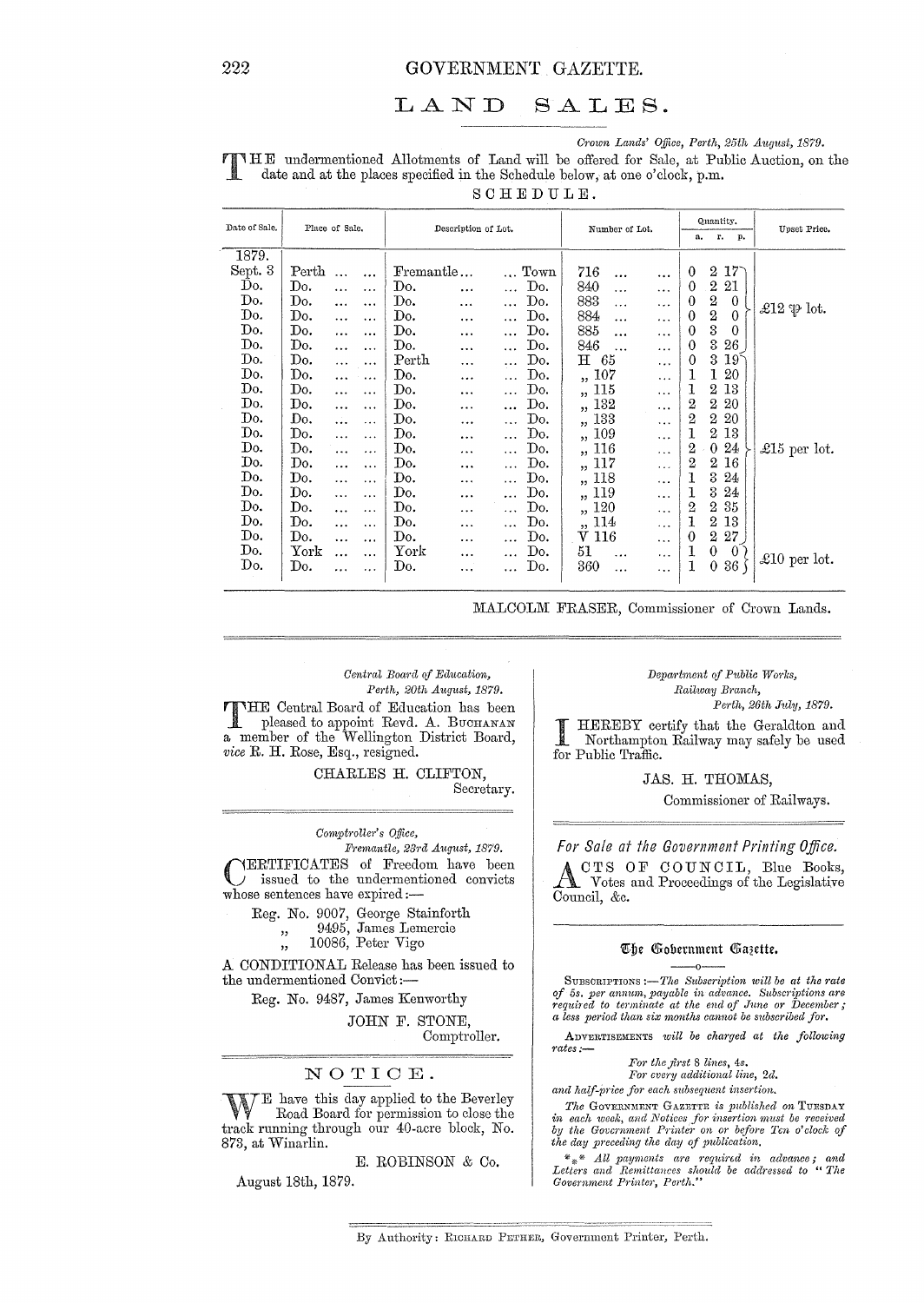## LAND SALES.

*Crown Lands' Office, Perth, 25th August, 1879.*

THE undermentioned Allotments of Land will be offered for Sale, at Public Auction, on the date and at the places specified in the Schedule below, at one o'clock, p.m.

SCHEDULE.

| Date of Sale. | Place of Sale. | Description of Lot. | Number of Lot. | Quantity. | | | Upset Price. |
|---|---|---|---|---|---|---|---|
| | | | | a. | r. | p. | |
| 1879. | | | | | | | |
| Sept. 3 | Perth ... ... | Fremantle ... ... Town | 716 ... ... | 0 | 2 | 17 | £12 ₱ lot. |
| Do. | Do. ... ... | Do. ... ... Do. | 840 ... ... | 0 | 2 | 21 | |
| Do. | Do. ... ... | Do. ... ... Do. | 883 ... ... | 0 | 2 | 0 | |
| Do. | Do. ... ... | Do. ... ... Do. | 884 ... ... | 0 | 2 | 0 | |
| Do. | Do. ... ... | Do. ... ... Do. | 885 ... ... | 0 | 3 | 0 | |
| Do. | Do. ... ... | Do. ... ... Do. | 846 ... ... | 0 | 3 | 26 | |
| Do. | Do. ... ... | Perth ... ... Do. | H 65 ... | 0 | 3 | 19 | £15 per lot. |
| Do. | Do. ... ... | Do. ... ... Do. | „ 107 ... | 1 | 1 | 20 | |
| Do. | Do. ... ... | Do. ... ... Do. | „ 115 ... | 1 | 2 | 13 | |
| Do. | Do. ... ... | Do. ... ... Do. | „ 132 ... | 2 | 2 | 20 | |
| Do. | Do. ... ... | Do. ... ... Do. | „ 133 ... | 2 | 2 | 20 | |
| Do. | Do. ... ... | Do. ... ... Do. | „ 109 ... | 1 | 2 | 13 | |
| Do. | Do. ... ... | Do. ... ... Do. | „ 116 ... | 2 | 0 | 24 | |
| Do. | Do. ... ... | Do. ... ... Do. | „ 117 ... | 2 | 2 | 16 | |
| Do. | Do. ... ... | Do. ... ... Do. | „ 118 ... | 1 | 3 | 24 | |
| Do. | Do. ... ... | Do. ... ... Do. | „ 119 ... | 1 | 3 | 24 | |
| Do. | Do. ... ... | Do. ... ... Do. | „ 120 ... | 2 | 2 | 35 | |
| Do. | Do. ... ... | Do. ... ... Do. | „ 114 ... | 1 | 2 | 13 | |
| Do. | Do. ... ... | Do. ... ... Do. | V 116 ... | 0 | 2 | 27 | |
| Do. | York ... ... | York ... ... Do. | 51 ... ... | 1 | 0 | 0 | £10 per lot. |
| Do. | Do. ... ... | Do. ... ... Do. | 360 ... ... | 1 | 0 | 36 | |

MALCOLM FRASER, Commissioner of Crown Lands.

---

*Central Board of Education,*
*Perth, 20th August, 1879.*

THE Central Board of Education has been pleased to appoint Revd. A. BUCHANAN a member of the Wellington District Board, *vice* R. H. Rose, Esq., resigned.

CHARLES H. CLIFTON,
Secretary.

---

*Comptroller's Office,*
*Fremantle, 23rd August, 1879.*

CERTIFICATES of Freedom have been issued to the undermentioned convicts whose sentences have expired:—

Reg. No. 9007, George Stainforth
„ 9495, James Lemercie
„ 10086, Peter Vigo

A CONDITIONAL Release has been issued to the undermentioned Convict:—

Reg. No. 9487, James Kenworthy

JOHN F. STONE,
Comptroller.

---

## NOTICE.

WE have this day applied to the Beverley Road Board for permission to close the track running through our 40-acre block, No. 873, at Winarlin.

E. ROBINSON & Co.

August 18th, 1879.

---

*Department of Public Works,*
*Railway Branch,*
*Perth, 26th July, 1879.*

I HEREBY certify that the Geraldton and Northampton Railway may safely be used for Public Traffic.

JAS. H. THOMAS,
Commissioner of Railways.

---

*For Sale at the Government Printing Office.*

ACTS OF COUNCIL, Blue Books, Votes and Proceedings of the Legislative Council, &c.

---

### The Government Gazette.

SUBSCRIPTIONS :—*The Subscription will be at the rate of 5s. per annum, payable in advance. Subscriptions are required to terminate at the end of June or December; a less period than six months cannot be subscribed for.*

ADVERTISEMENTS *will be charged at the following rates:—*

*For the first 8 lines, 4s.*
*For every additional line, 2d.*

*and half-price for each subsequent insertion.*

*The* GOVERNMENT GAZETTE *is published on* TUESDAY *in each week, and Notices for insertion must be received by the Government Printer on or before Ten o'clock of the day preceding the day of publication.*

\*\*\* *All payments are required in advance; and Letters and Remittances should be addressed to "The Government Printer, Perth."*

---

By Authority: RICHARD PETHER, Government Printer, Perth.